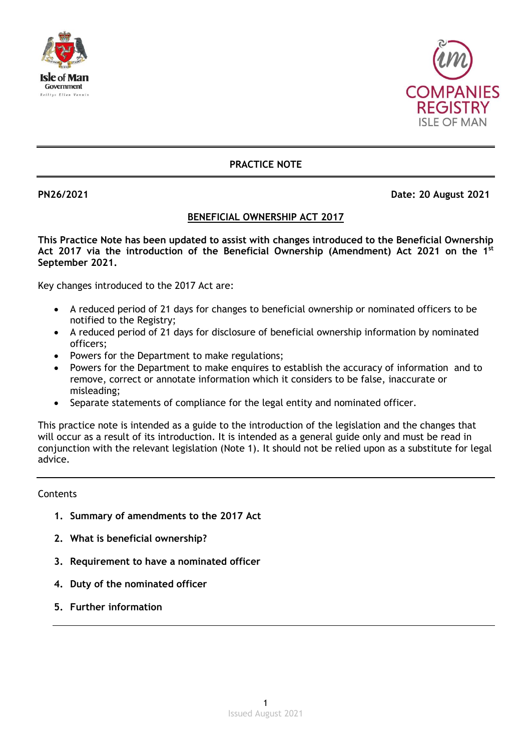# PRACTICE NOTE

**PN26/2021** **Date: 20 August 2021**

## BENEFICIAL OWNERSHIP ACT 2017

**This Practice Note has been updated to assist with changes introduced to the Beneficial Ownership Act 2017 via the introduction of the Beneficial Ownership (Amendment) Act 2021 on the 1st September 2021.**

Key changes introduced to the 2017 Act are:

- A reduced period of 21 days for changes to beneficial ownership or nominated officers to be notified to the Registry;
- A reduced period of 21 days for disclosure of beneficial ownership information by nominated officers;
- Powers for the Department to make regulations;
- Powers for the Department to make enquires to establish the accuracy of information and to remove, correct or annotate information which it considers to be false, inaccurate or misleading;
- Separate statements of compliance for the legal entity and nominated officer.

This practice note is intended as a guide to the introduction of the legislation and the changes that will occur as a result of its introduction. It is intended as a general guide only and must be read in conjunction with the relevant legislation (Note 1). It should not be relied upon as a substitute for legal advice.

---

Contents

1. **Summary of amendments to the 2017 Act**
2. **What is beneficial ownership?**
3. **Requirement to have a nominated officer**
4. **Duty of the nominated officer**
5. **Further information**

---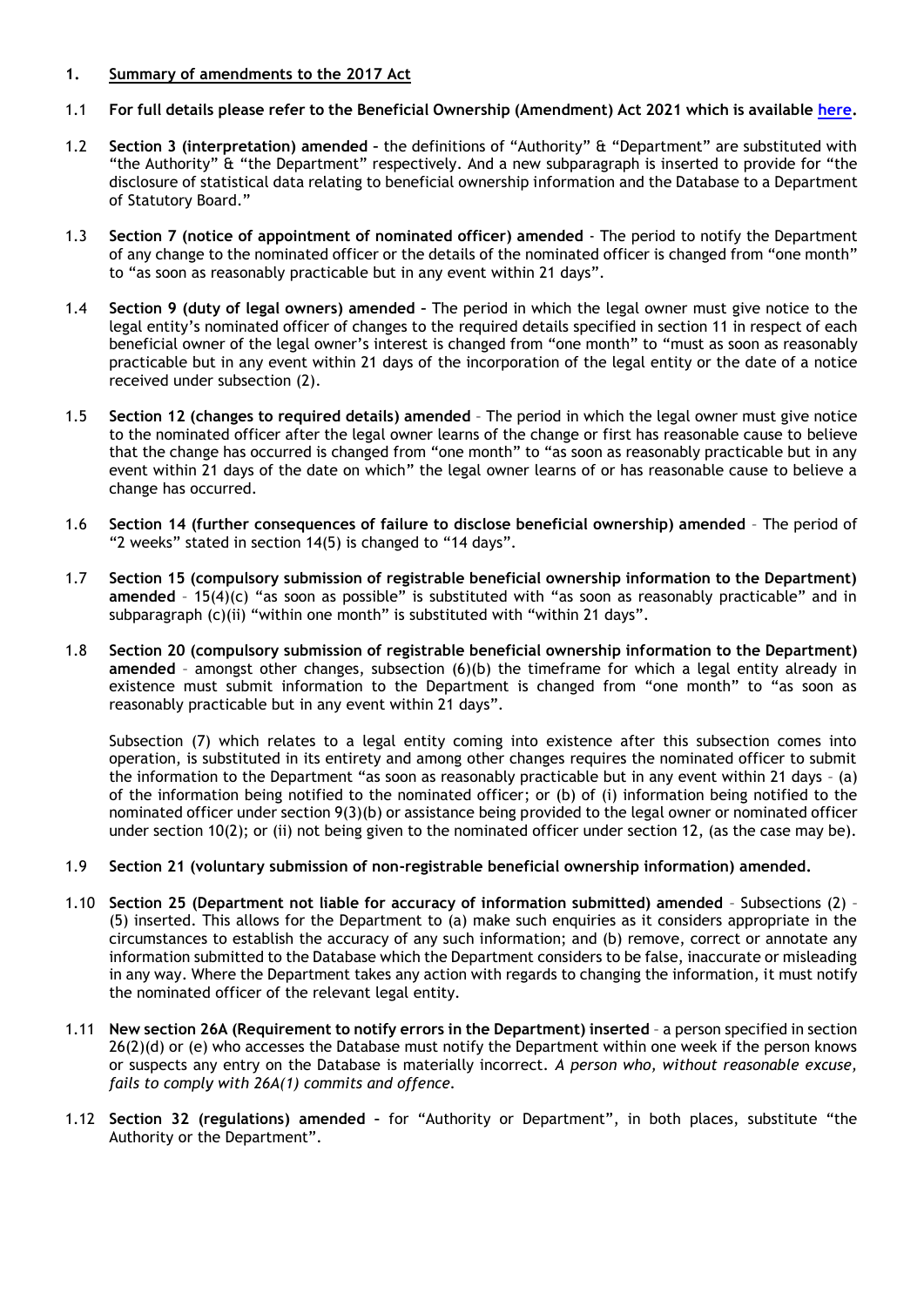## 1. Summary of amendments to the 2017 Act

1.1 **For full details please refer to the Beneficial Ownership (Amendment) Act 2021 which is available here.**

1.2 **Section 3 (interpretation) amended –** the definitions of "Authority" & "Department" are substituted with "the Authority" & "the Department" respectively. And a new subparagraph is inserted to provide for "the disclosure of statistical data relating to beneficial ownership information and the Database to a Department of Statutory Board."

1.3 **Section 7 (notice of appointment of nominated officer) amended** - The period to notify the Department of any change to the nominated officer or the details of the nominated officer is changed from "one month" to "as soon as reasonably practicable but in any event within 21 days".

1.4 **Section 9 (duty of legal owners) amended –** The period in which the legal owner must give notice to the legal entity's nominated officer of changes to the required details specified in section 11 in respect of each beneficial owner of the legal owner's interest is changed from "one month" to "must as soon as reasonably practicable but in any event within 21 days of the incorporation of the legal entity or the date of a notice received under subsection (2).

1.5 **Section 12 (changes to required details) amended** – The period in which the legal owner must give notice to the nominated officer after the legal owner learns of the change or first has reasonable cause to believe that the change has occurred is changed from "one month" to "as soon as reasonably practicable but in any event within 21 days of the date on which" the legal owner learns of or has reasonable cause to believe a change has occurred.

1.6 **Section 14 (further consequences of failure to disclose beneficial ownership) amended** – The period of "2 weeks" stated in section 14(5) is changed to "14 days".

1.7 **Section 15 (compulsory submission of registrable beneficial ownership information to the Department) amended** – 15(4)(c) "as soon as possible" is substituted with "as soon as reasonably practicable" and in subparagraph (c)(ii) "within one month" is substituted with "within 21 days".

1.8 **Section 20 (compulsory submission of registrable beneficial ownership information to the Department) amended** – amongst other changes, subsection (6)(b) the timeframe for which a legal entity already in existence must submit information to the Department is changed from "one month" to "as soon as reasonably practicable but in any event within 21 days".

Subsection (7) which relates to a legal entity coming into existence after this subsection comes into operation, is substituted in its entirety and among other changes requires the nominated officer to submit the information to the Department "as soon as reasonably practicable but in any event within 21 days – (a) of the information being notified to the nominated officer; or (b) of (i) information being notified to the nominated officer under section 9(3)(b) or assistance being provided to the legal owner or nominated officer under section 10(2); or (ii) not being given to the nominated officer under section 12, (as the case may be).

1.9 **Section 21 (voluntary submission of non-registrable beneficial ownership information) amended.**

1.10 **Section 25 (Department not liable for accuracy of information submitted) amended** – Subsections (2) – (5) inserted. This allows for the Department to (a) make such enquiries as it considers appropriate in the circumstances to establish the accuracy of any such information; and (b) remove, correct or annotate any information submitted to the Database which the Department considers to be false, inaccurate or misleading in any way. Where the Department takes any action with regards to changing the information, it must notify the nominated officer of the relevant legal entity.

1.11 **New section 26A (Requirement to notify errors in the Department) inserted** – a person specified in section 26(2)(d) or (e) who accesses the Database must notify the Department within one week if the person knows or suspects any entry on the Database is materially incorrect. *A person who, without reasonable excuse, fails to comply with 26A(1) commits and offence.*

1.12 **Section 32 (regulations) amended –** for "Authority or Department", in both places, substitute "the Authority or the Department".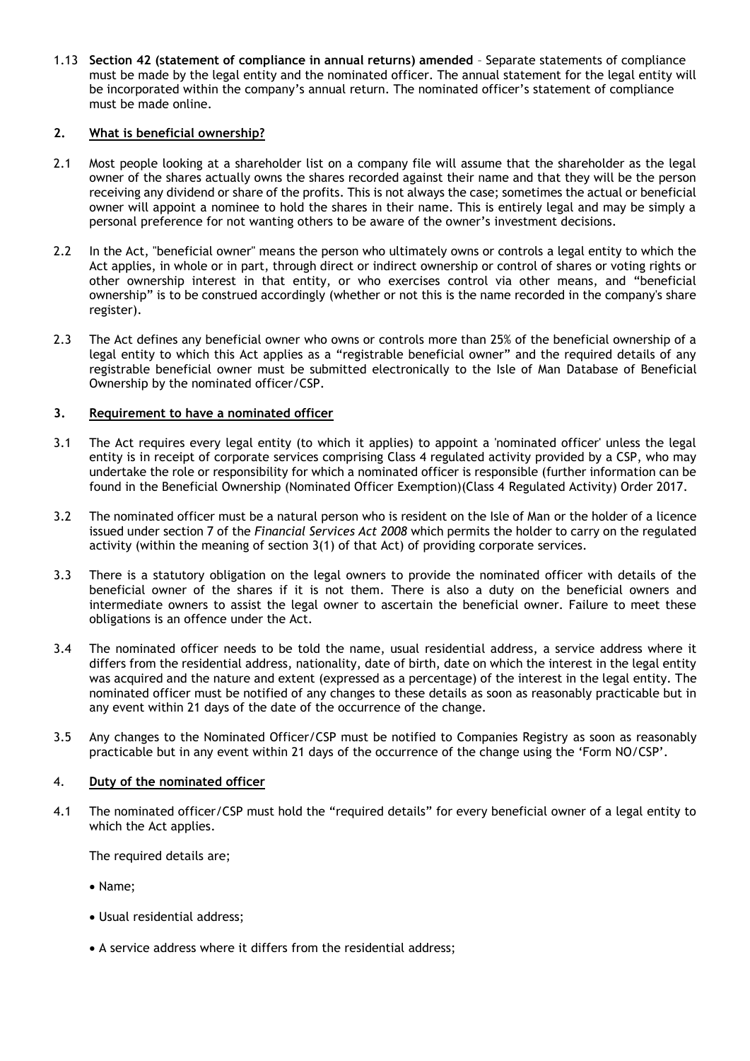1.13 **Section 42 (statement of compliance in annual returns) amended** – Separate statements of compliance must be made by the legal entity and the nominated officer. The annual statement for the legal entity will be incorporated within the company's annual return. The nominated officer's statement of compliance must be made online.

## 2. What is beneficial ownership?

2.1 Most people looking at a shareholder list on a company file will assume that the shareholder as the legal owner of the shares actually owns the shares recorded against their name and that they will be the person receiving any dividend or share of the profits. This is not always the case; sometimes the actual or beneficial owner will appoint a nominee to hold the shares in their name. This is entirely legal and may be simply a personal preference for not wanting others to be aware of the owner's investment decisions.

2.2 In the Act, "beneficial owner" means the person who ultimately owns or controls a legal entity to which the Act applies, in whole or in part, through direct or indirect ownership or control of shares or voting rights or other ownership interest in that entity, or who exercises control via other means, and "beneficial ownership" is to be construed accordingly (whether or not this is the name recorded in the company's share register).

2.3 The Act defines any beneficial owner who owns or controls more than 25% of the beneficial ownership of a legal entity to which this Act applies as a "registrable beneficial owner" and the required details of any registrable beneficial owner must be submitted electronically to the Isle of Man Database of Beneficial Ownership by the nominated officer/CSP.

## 3. Requirement to have a nominated officer

3.1 The Act requires every legal entity (to which it applies) to appoint a 'nominated officer' unless the legal entity is in receipt of corporate services comprising Class 4 regulated activity provided by a CSP, who may undertake the role or responsibility for which a nominated officer is responsible (further information can be found in the Beneficial Ownership (Nominated Officer Exemption)(Class 4 Regulated Activity) Order 2017.

3.2 The nominated officer must be a natural person who is resident on the Isle of Man or the holder of a licence issued under section 7 of the *Financial Services Act 2008* which permits the holder to carry on the regulated activity (within the meaning of section 3(1) of that Act) of providing corporate services.

3.3 There is a statutory obligation on the legal owners to provide the nominated officer with details of the beneficial owner of the shares if it is not them. There is also a duty on the beneficial owners and intermediate owners to assist the legal owner to ascertain the beneficial owner. Failure to meet these obligations is an offence under the Act.

3.4 The nominated officer needs to be told the name, usual residential address, a service address where it differs from the residential address, nationality, date of birth, date on which the interest in the legal entity was acquired and the nature and extent (expressed as a percentage) of the interest in the legal entity. The nominated officer must be notified of any changes to these details as soon as reasonably practicable but in any event within 21 days of the date of the occurrence of the change.

3.5 Any changes to the Nominated Officer/CSP must be notified to Companies Registry as soon as reasonably practicable but in any event within 21 days of the occurrence of the change using the 'Form NO/CSP'.

## 4. Duty of the nominated officer

4.1 The nominated officer/CSP must hold the "required details" for every beneficial owner of a legal entity to which the Act applies.

The required details are;

- Name;
- Usual residential address;
- A service address where it differs from the residential address;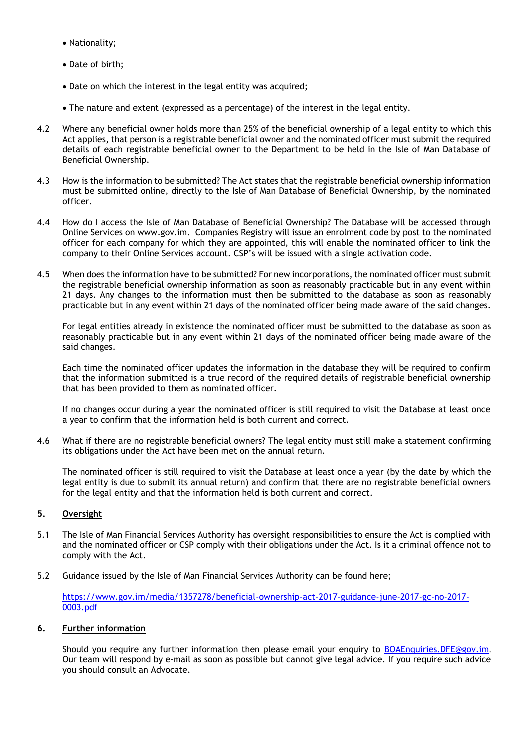- Nationality;
- Date of birth;
- Date on which the interest in the legal entity was acquired;
- The nature and extent (expressed as a percentage) of the interest in the legal entity.

4.2 Where any beneficial owner holds more than 25% of the beneficial ownership of a legal entity to which this Act applies, that person is a registrable beneficial owner and the nominated officer must submit the required details of each registrable beneficial owner to the Department to be held in the Isle of Man Database of Beneficial Ownership.

4.3 How is the information to be submitted? The Act states that the registrable beneficial ownership information must be submitted online, directly to the Isle of Man Database of Beneficial Ownership, by the nominated officer.

4.4 How do I access the Isle of Man Database of Beneficial Ownership? The Database will be accessed through Online Services on www.gov.im. Companies Registry will issue an enrolment code by post to the nominated officer for each company for which they are appointed, this will enable the nominated officer to link the company to their Online Services account. CSP's will be issued with a single activation code.

4.5 When does the information have to be submitted? For new incorporations, the nominated officer must submit the registrable beneficial ownership information as soon as reasonably practicable but in any event within 21 days. Any changes to the information must then be submitted to the database as soon as reasonably practicable but in any event within 21 days of the nominated officer being made aware of the said changes.

For legal entities already in existence the nominated officer must be submitted to the database as soon as reasonably practicable but in any event within 21 days of the nominated officer being made aware of the said changes.

Each time the nominated officer updates the information in the database they will be required to confirm that the information submitted is a true record of the required details of registrable beneficial ownership that has been provided to them as nominated officer.

If no changes occur during a year the nominated officer is still required to visit the Database at least once a year to confirm that the information held is both current and correct.

4.6 What if there are no registrable beneficial owners? The legal entity must still make a statement confirming its obligations under the Act have been met on the annual return.

The nominated officer is still required to visit the Database at least once a year (by the date by which the legal entity is due to submit its annual return) and confirm that there are no registrable beneficial owners for the legal entity and that the information held is both current and correct.

## 5. Oversight

5.1 The Isle of Man Financial Services Authority has oversight responsibilities to ensure the Act is complied with and the nominated officer or CSP comply with their obligations under the Act. Is it a criminal offence not to comply with the Act.

5.2 Guidance issued by the Isle of Man Financial Services Authority can be found here;

[https://www.gov.im/media/1357278/beneficial-ownership-act-2017-guidance-june-2017-gc-no-2017-0003.pdf](https://www.gov.im/media/1357278/beneficial-ownership-act-2017-guidance-june-2017-gc-no-2017-0003.pdf)

## 6. Further information

Should you require any further information then please email your enquiry to [BOAEnquiries.DFE@gov.im](mailto:BOAEnquiries.DFE@gov.im). Our team will respond by e-mail as soon as possible but cannot give legal advice. If you require such advice you should consult an Advocate.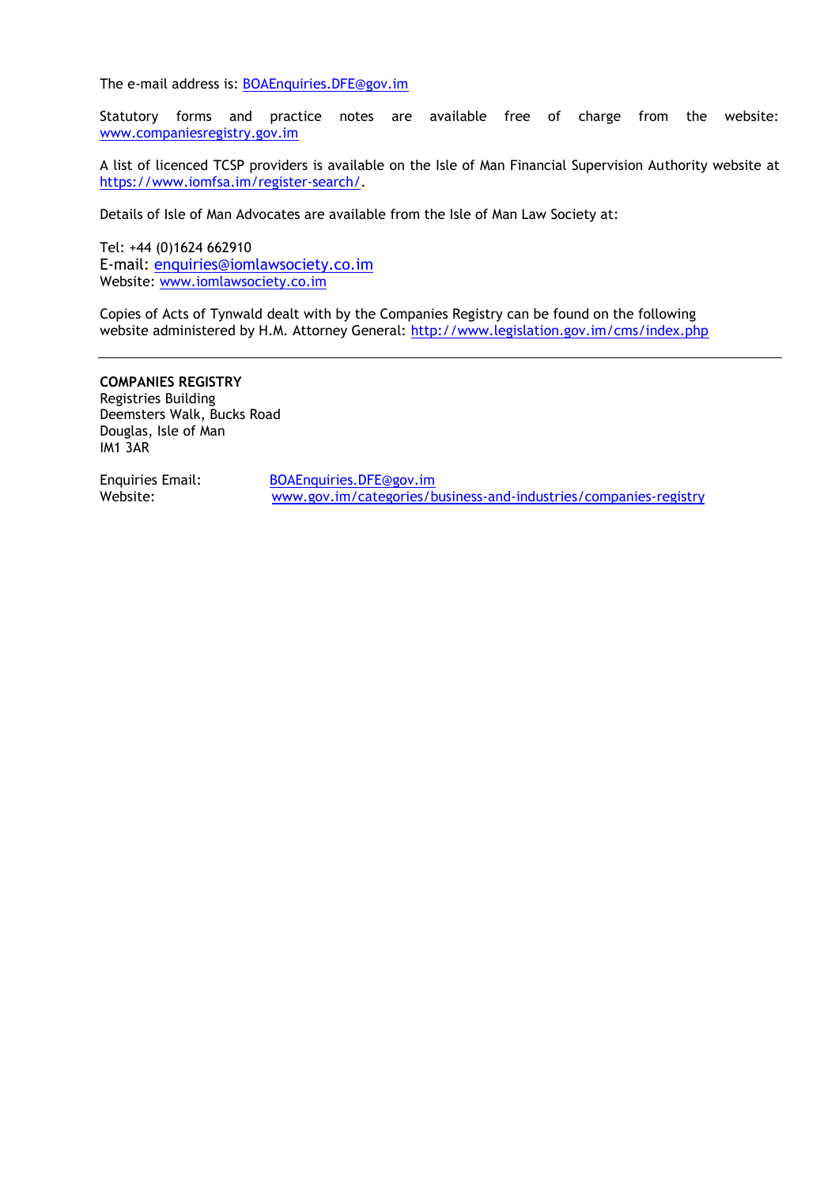The e-mail address is: BOAEnquiries.DFE@gov.im

Statutory forms and practice notes are available free of charge from the website: www.companiesregistry.gov.im

A list of licenced TCSP providers is available on the Isle of Man Financial Supervision Authority website at https://www.iomfsa.im/register-search/.

Details of Isle of Man Advocates are available from the Isle of Man Law Society at:

Tel: +44 (0)1624 662910
E-mail: enquiries@iomlawsociety.co.im
Website: www.iomlawsociety.co.im

Copies of Acts of Tynwald dealt with by the Companies Registry can be found on the following website administered by H.M. Attorney General: http://www.legislation.gov.im/cms/index.php

---

**COMPANIES REGISTRY**
Registries Building
Deemsters Walk, Bucks Road
Douglas, Isle of Man
IM1 3AR

Enquiries Email: BOAEnquiries.DFE@gov.im
Website: www.gov.im/categories/business-and-industries/companies-registry